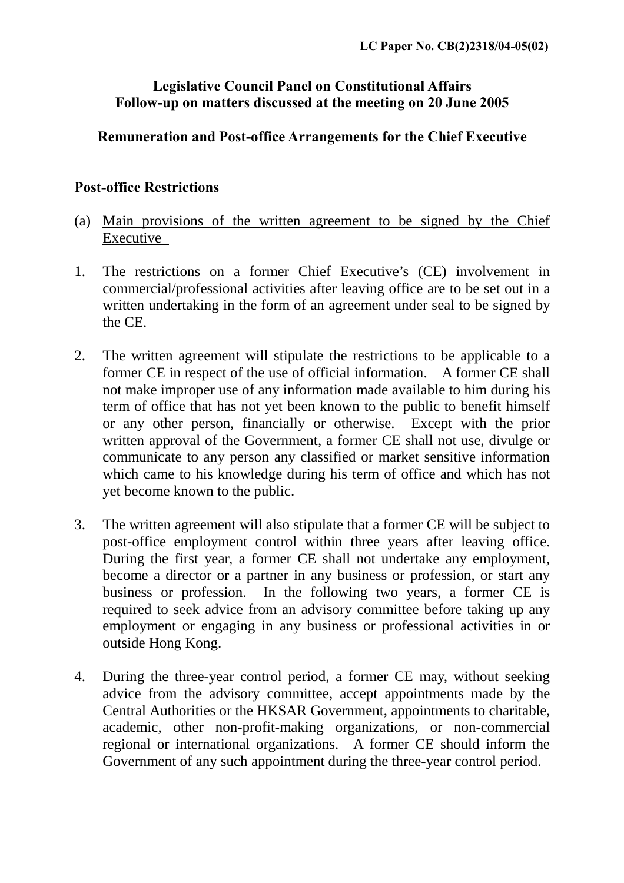LC Paper No. CB(2)2318/04-05(02)

# Legislative Council Panel on Constitutional Affairs
# Follow-up on matters discussed at the meeting on 20 June 2005

## Remuneration and Post-office Arrangements for the Chief Executive

### Post-office Restrictions

(a) Main provisions of the written agreement to be signed by the Chief Executive

1. The restrictions on a former Chief Executive's (CE) involvement in commercial/professional activities after leaving office are to be set out in a written undertaking in the form of an agreement under seal to be signed by the CE.

2. The written agreement will stipulate the restrictions to be applicable to a former CE in respect of the use of official information. A former CE shall not make improper use of any information made available to him during his term of office that has not yet been known to the public to benefit himself or any other person, financially or otherwise. Except with the prior written approval of the Government, a former CE shall not use, divulge or communicate to any person any classified or market sensitive information which came to his knowledge during his term of office and which has not yet become known to the public.

3. The written agreement will also stipulate that a former CE will be subject to post-office employment control within three years after leaving office. During the first year, a former CE shall not undertake any employment, become a director or a partner in any business or profession, or start any business or profession. In the following two years, a former CE is required to seek advice from an advisory committee before taking up any employment or engaging in any business or professional activities in or outside Hong Kong.

4. During the three-year control period, a former CE may, without seeking advice from the advisory committee, accept appointments made by the Central Authorities or the HKSAR Government, appointments to charitable, academic, other non-profit-making organizations, or non-commercial regional or international organizations. A former CE should inform the Government of any such appointment during the three-year control period.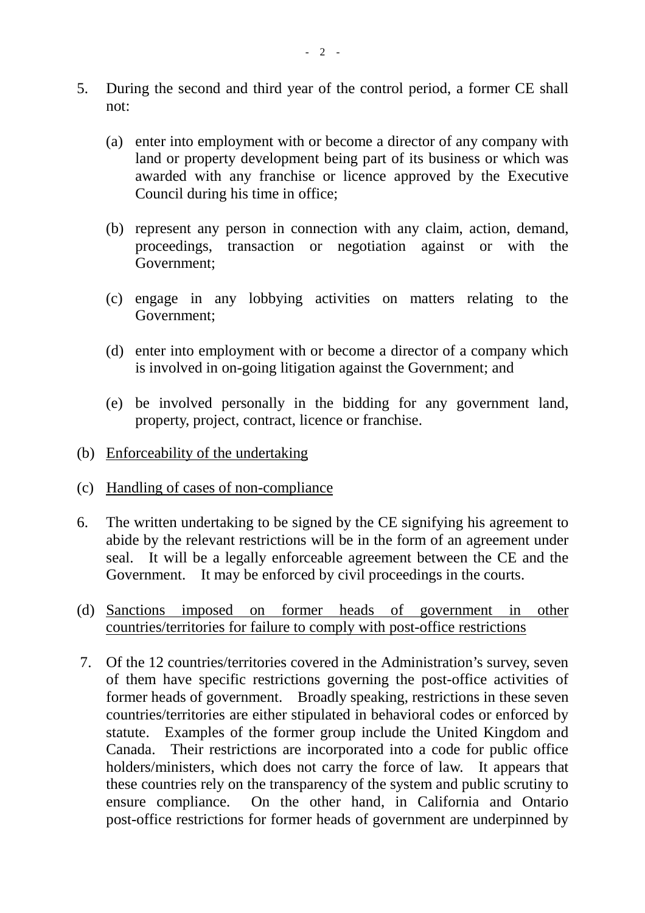5. During the second and third year of the control period, a former CE shall not:

   (a) enter into employment with or become a director of any company with land or property development being part of its business or which was awarded with any franchise or licence approved by the Executive Council during his time in office;

   (b) represent any person in connection with any claim, action, demand, proceedings, transaction or negotiation against or with the Government;

   (c) engage in any lobbying activities on matters relating to the Government;

   (d) enter into employment with or become a director of a company which is involved in on-going litigation against the Government; and

   (e) be involved personally in the bidding for any government land, property, project, contract, licence or franchise.

(b) <u>Enforceability of the undertaking</u>

(c) <u>Handling of cases of non-compliance</u>

6. The written undertaking to be signed by the CE signifying his agreement to abide by the relevant restrictions will be in the form of an agreement under seal. It will be a legally enforceable agreement between the CE and the Government. It may be enforced by civil proceedings in the courts.

(d) <u>Sanctions imposed on former heads of government in other countries/territories for failure to comply with post-office restrictions</u>

7. Of the 12 countries/territories covered in the Administration's survey, seven of them have specific restrictions governing the post-office activities of former heads of government. Broadly speaking, restrictions in these seven countries/territories are either stipulated in behavioral codes or enforced by statute. Examples of the former group include the United Kingdom and Canada. Their restrictions are incorporated into a code for public office holders/ministers, which does not carry the force of law. It appears that these countries rely on the transparency of the system and public scrutiny to ensure compliance. On the other hand, in California and Ontario post-office restrictions for former heads of government are underpinned by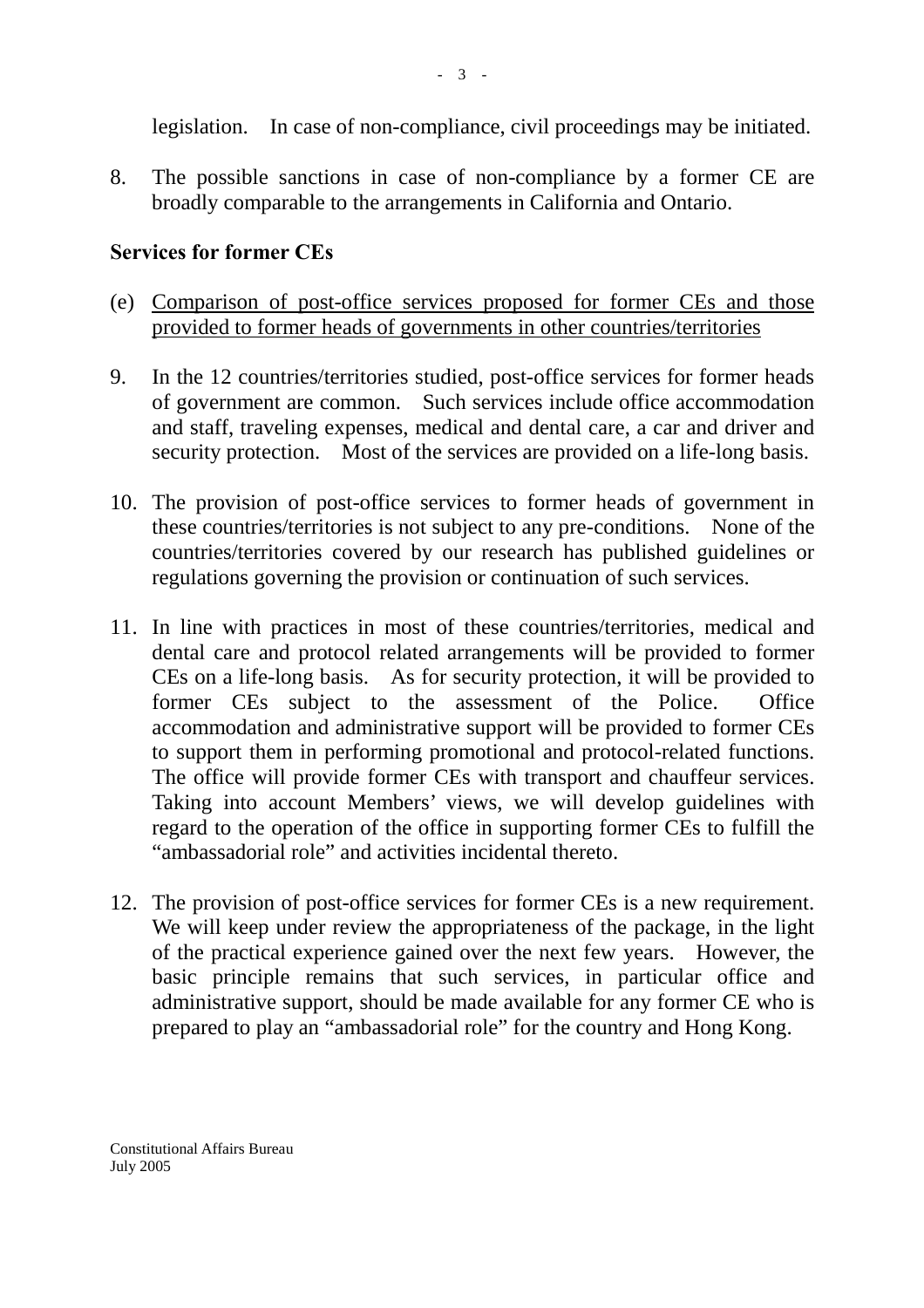legislation. In case of non-compliance, civil proceedings may be initiated.

8. The possible sanctions in case of non-compliance by a former CE are broadly comparable to the arrangements in California and Ontario.

**Services for former CEs**

(e) <u>Comparison of post-office services proposed for former CEs and those provided to former heads of governments in other countries/territories</u>

9. In the 12 countries/territories studied, post-office services for former heads of government are common. Such services include office accommodation and staff, traveling expenses, medical and dental care, a car and driver and security protection. Most of the services are provided on a life-long basis.

10. The provision of post-office services to former heads of government in these countries/territories is not subject to any pre-conditions. None of the countries/territories covered by our research has published guidelines or regulations governing the provision or continuation of such services.

11. In line with practices in most of these countries/territories, medical and dental care and protocol related arrangements will be provided to former CEs on a life-long basis. As for security protection, it will be provided to former CEs subject to the assessment of the Police. Office accommodation and administrative support will be provided to former CEs to support them in performing promotional and protocol-related functions. The office will provide former CEs with transport and chauffeur services. Taking into account Members' views, we will develop guidelines with regard to the operation of the office in supporting former CEs to fulfill the "ambassadorial role" and activities incidental thereto.

12. The provision of post-office services for former CEs is a new requirement. We will keep under review the appropriateness of the package, in the light of the practical experience gained over the next few years. However, the basic principle remains that such services, in particular office and administrative support, should be made available for any former CE who is prepared to play an "ambassadorial role" for the country and Hong Kong.

Constitutional Affairs Bureau
July 2005